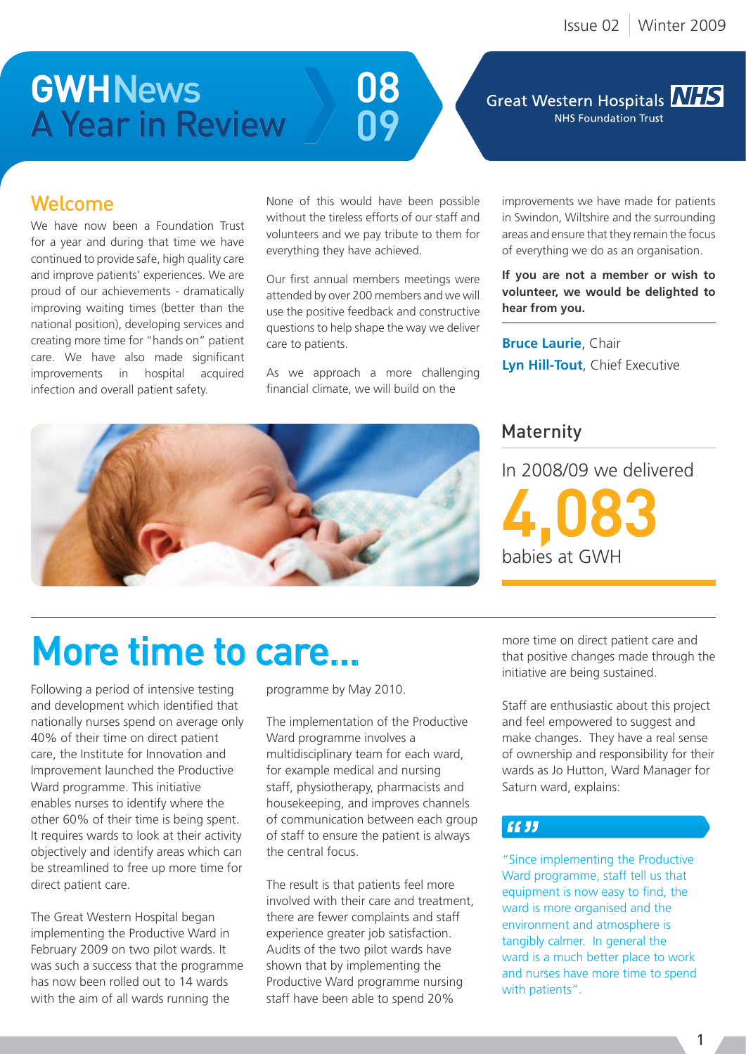Issue 02 | Winter 2009

# GWH News A Year in Review 08 09

Great Western Hospitals NHS
NHS Foundation Trust

## Welcome

We have now been a Foundation Trust for a year and during that time we have continued to provide safe, high quality care and improve patients' experiences. We are proud of our achievements - dramatically improving waiting times (better than the national position), developing services and creating more time for "hands on" patient care. We have also made significant improvements in hospital acquired infection and overall patient safety.

None of this would have been possible without the tireless efforts of our staff and volunteers and we pay tribute to them for everything they have achieved.

Our first annual members meetings were attended by over 200 members and we will use the positive feedback and constructive questions to help shape the way we deliver care to patients.

As we approach a more challenging financial climate, we will build on the improvements we have made for patients in Swindon, Wiltshire and the surrounding areas and ensure that they remain the focus of everything we do as an organisation.

**If you are not a member or wish to volunteer, we would be delighted to hear from you.**

**Bruce Laurie**, Chair
**Lyn Hill-Tout**, Chief Executive

## Maternity

In 2008/09 we delivered

**4,083**

babies at GWH

# More time to care...

Following a period of intensive testing and development which identified that nationally nurses spend on average only 40% of their time on direct patient care, the Institute for Innovation and Improvement launched the Productive Ward programme. This initiative enables nurses to identify where the other 60% of their time is being spent. It requires wards to look at their activity objectively and identify areas which can be streamlined to free up more time for direct patient care.

The Great Western Hospital began implementing the Productive Ward in February 2009 on two pilot wards. It was such a success that the programme has now been rolled out to 14 wards with the aim of all wards running the programme by May 2010.

The implementation of the Productive Ward programme involves a multidisciplinary team for each ward, for example medical and nursing staff, physiotherapy, pharmacists and housekeeping, and improves channels of communication between each group of staff to ensure the patient is always the central focus.

The result is that patients feel more involved with their care and treatment, there are fewer complaints and staff experience greater job satisfaction. Audits of the two pilot wards have shown that by implementing the Productive Ward programme nursing staff have been able to spend 20% more time on direct patient care and that positive changes made through the initiative are being sustained.

Staff are enthusiastic about this project and feel empowered to suggest and make changes. They have a real sense of ownership and responsibility for their wards as Jo Hutton, Ward Manager for Saturn ward, explains:

> "Since implementing the Productive Ward programme, staff tell us that equipment is now easy to find, the ward is more organised and the environment and atmosphere is tangibly calmer. In general the ward is a much better place to work and nurses have more time to spend with patients".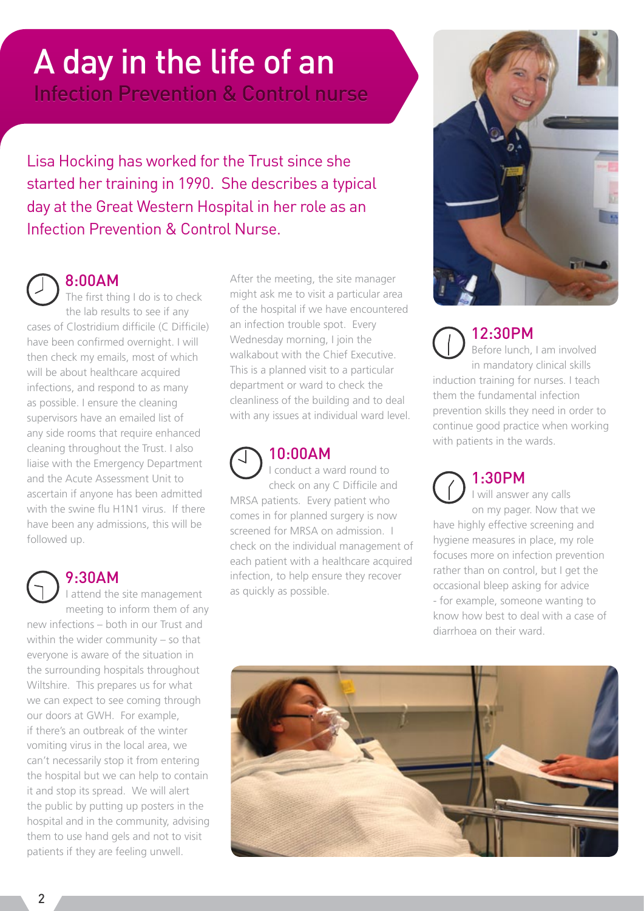# A day in the life of an Infection Prevention & Control nurse

Lisa Hocking has worked for the Trust since she started her training in 1990. She describes a typical day at the Great Western Hospital in her role as an Infection Prevention & Control Nurse.

## 8:00AM

The first thing I do is to check the lab results to see if any cases of Clostridium difficile (C Difficile) have been confirmed overnight. I will then check my emails, most of which will be about healthcare acquired infections, and respond to as many as possible. I ensure the cleaning supervisors have an emailed list of any side rooms that require enhanced cleaning throughout the Trust. I also liaise with the Emergency Department and the Acute Assessment Unit to ascertain if anyone has been admitted with the swine flu H1N1 virus. If there have been any admissions, this will be followed up.

## 9:30AM

I attend the site management meeting to inform them of any new infections – both in our Trust and within the wider community – so that everyone is aware of the situation in the surrounding hospitals throughout Wiltshire. This prepares us for what we can expect to see coming through our doors at GWH. For example, if there's an outbreak of the winter vomiting virus in the local area, we can't necessarily stop it from entering the hospital but we can help to contain it and stop its spread. We will alert the public by putting up posters in the hospital and in the community, advising them to use hand gels and not to visit patients if they are feeling unwell.

After the meeting, the site manager might ask me to visit a particular area of the hospital if we have encountered an infection trouble spot. Every Wednesday morning, I join the walkabout with the Chief Executive. This is a planned visit to a particular department or ward to check the cleanliness of the building and to deal with any issues at individual ward level.

## 10:00AM

I conduct a ward round to check on any C Difficile and MRSA patients. Every patient who comes in for planned surgery is now screened for MRSA on admission. I check on the individual management of each patient with a healthcare acquired infection, to help ensure they recover as quickly as possible.

## 12:30PM

Before lunch, I am involved in mandatory clinical skills induction training for nurses. I teach them the fundamental infection prevention skills they need in order to continue good practice when working with patients in the wards.

## 1:30PM

I will answer any calls on my pager. Now that we have highly effective screening and hygiene measures in place, my role focuses more on infection prevention rather than on control, but I get the occasional bleep asking for advice - for example, someone wanting to know how best to deal with a case of diarrhoea on their ward.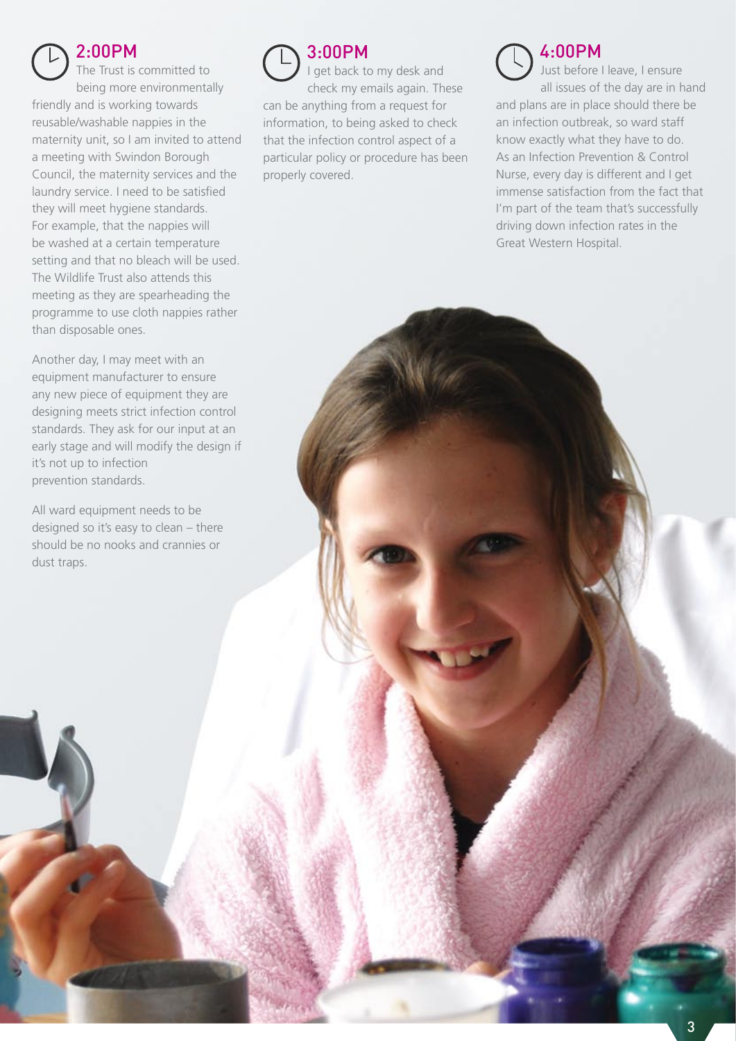## 2:00PM

The Trust is committed to being more environmentally friendly and is working towards reusable/washable nappies in the maternity unit, so I am invited to attend a meeting with Swindon Borough Council, the maternity services and the laundry service. I need to be satisfied they will meet hygiene standards. For example, that the nappies will be washed at a certain temperature setting and that no bleach will be used. The Wildlife Trust also attends this meeting as they are spearheading the programme to use cloth nappies rather than disposable ones.

Another day, I may meet with an equipment manufacturer to ensure any new piece of equipment they are designing meets strict infection control standards. They ask for our input at an early stage and will modify the design if it's not up to infection prevention standards.

All ward equipment needs to be designed so it's easy to clean – there should be no nooks and crannies or dust traps.

## 3:00PM

I get back to my desk and check my emails again. These can be anything from a request for information, to being asked to check that the infection control aspect of a particular policy or procedure has been properly covered.

## 4:00PM

Just before I leave, I ensure all issues of the day are in hand and plans are in place should there be an infection outbreak, so ward staff know exactly what they have to do. As an Infection Prevention & Control Nurse, every day is different and I get immense satisfaction from the fact that I'm part of the team that's successfully driving down infection rates in the Great Western Hospital.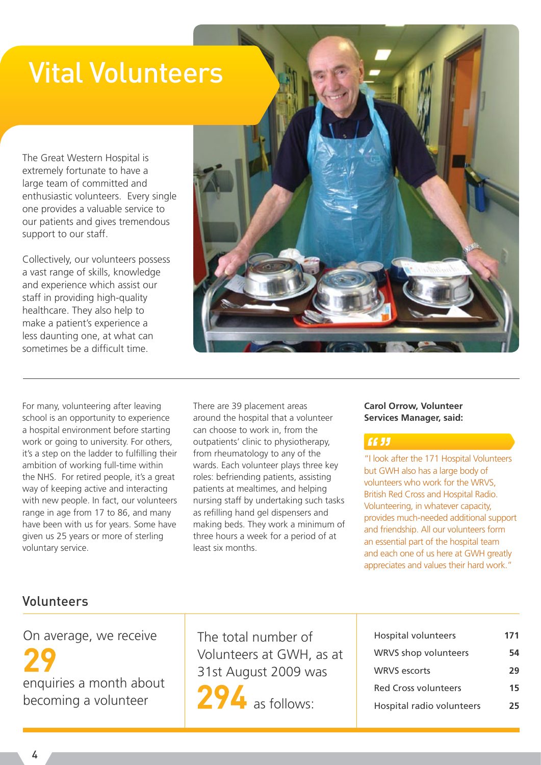# Vital Volunteers

The Great Western Hospital is extremely fortunate to have a large team of committed and enthusiastic volunteers. Every single one provides a valuable service to our patients and gives tremendous support to our staff.

Collectively, our volunteers possess a vast range of skills, knowledge and experience which assist our staff in providing high-quality healthcare. They also help to make a patient's experience a less daunting one, at what can sometimes be a difficult time.

For many, volunteering after leaving school is an opportunity to experience a hospital environment before starting work or going to university. For others, it's a step on the ladder to fulfilling their ambition of working full-time within the NHS. For retired people, it's a great way of keeping active and interacting with new people. In fact, our volunteers range in age from 17 to 86, and many have been with us for years. Some have given us 25 years or more of sterling voluntary service.

There are 39 placement areas around the hospital that a volunteer can choose to work in, from the outpatients' clinic to physiotherapy, from rheumatology to any of the wards. Each volunteer plays three key roles: befriending patients, assisting patients at mealtimes, and helping nursing staff by undertaking such tasks as refilling hand gel dispensers and making beds. They work a minimum of three hours a week for a period of at least six months.

**Carol Orrow, Volunteer Services Manager, said:**

"I look after the 171 Hospital Volunteers but GWH also has a large body of volunteers who work for the WRVS, British Red Cross and Hospital Radio. Volunteering, in whatever capacity, provides much-needed additional support and friendship. All our volunteers form an essential part of the hospital team and each one of us here at GWH greatly appreciates and values their hard work."

## Volunteers

On average, we receive **29** enquiries a month about becoming a volunteer

The total number of Volunteers at GWH, as at 31st August 2009 was **294** as follows:

| | |
|---|---|
| Hospital volunteers | **171** |
| WRVS shop volunteers | **54** |
| WRVS escorts | **29** |
| Red Cross volunteers | **15** |
| Hospital radio volunteers | **25** |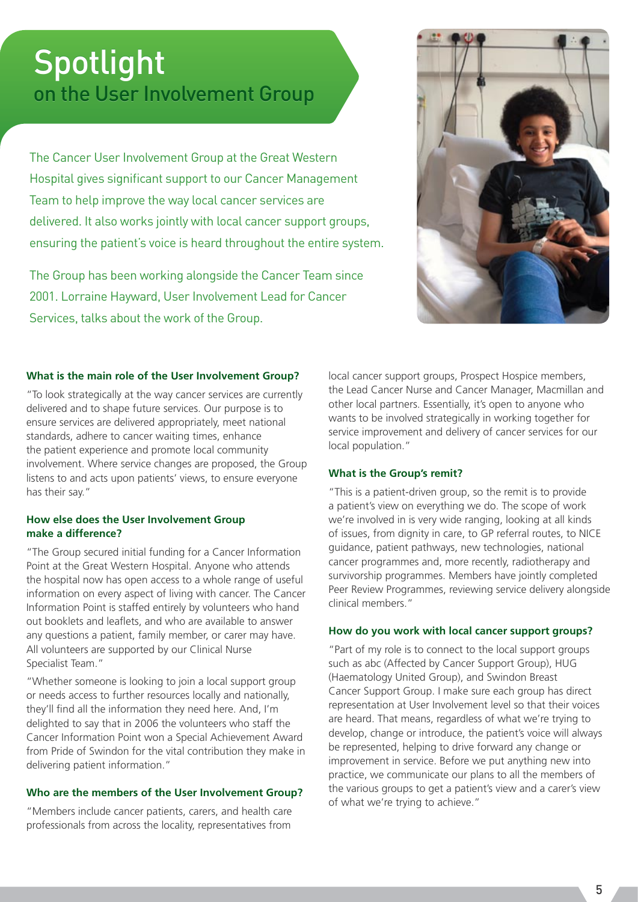# Spotlight

## on the User Involvement Group

The Cancer User Involvement Group at the Great Western Hospital gives significant support to our Cancer Management Team to help improve the way local cancer services are delivered. It also works jointly with local cancer support groups, ensuring the patient's voice is heard throughout the entire system.

The Group has been working alongside the Cancer Team since 2001. Lorraine Hayward, User Involvement Lead for Cancer Services, talks about the work of the Group.

**What is the main role of the User Involvement Group?**

"To look strategically at the way cancer services are currently delivered and to shape future services. Our purpose is to ensure services are delivered appropriately, meet national standards, adhere to cancer waiting times, enhance the patient experience and promote local community involvement. Where service changes are proposed, the Group listens to and acts upon patients' views, to ensure everyone has their say."

**How else does the User Involvement Group make a difference?**

"The Group secured initial funding for a Cancer Information Point at the Great Western Hospital. Anyone who attends the hospital now has open access to a whole range of useful information on every aspect of living with cancer. The Cancer Information Point is staffed entirely by volunteers who hand out booklets and leaflets, and who are available to answer any questions a patient, family member, or carer may have. All volunteers are supported by our Clinical Nurse Specialist Team."

"Whether someone is looking to join a local support group or needs access to further resources locally and nationally, they'll find all the information they need here. And, I'm delighted to say that in 2006 the volunteers who staff the Cancer Information Point won a Special Achievement Award from Pride of Swindon for the vital contribution they make in delivering patient information."

**Who are the members of the User Involvement Group?**

"Members include cancer patients, carers, and health care professionals from across the locality, representatives from local cancer support groups, Prospect Hospice members, the Lead Cancer Nurse and Cancer Manager, Macmillan and other local partners. Essentially, it's open to anyone who wants to be involved strategically in working together for service improvement and delivery of cancer services for our local population."

**What is the Group's remit?**

"This is a patient-driven group, so the remit is to provide a patient's view on everything we do. The scope of work we're involved in is very wide ranging, looking at all kinds of issues, from dignity in care, to GP referral routes, to NICE guidance, patient pathways, new technologies, national cancer programmes and, more recently, radiotherapy and survivorship programmes. Members have jointly completed Peer Review Programmes, reviewing service delivery alongside clinical members."

**How do you work with local cancer support groups?**

"Part of my role is to connect to the local support groups such as abc (Affected by Cancer Support Group), HUG (Haematology United Group), and Swindon Breast Cancer Support Group. I make sure each group has direct representation at User Involvement level so that their voices are heard. That means, regardless of what we're trying to develop, change or introduce, the patient's voice will always be represented, helping to drive forward any change or improvement in service. Before we put anything new into practice, we communicate our plans to all the members of the various groups to get a patient's view and a carer's view of what we're trying to achieve."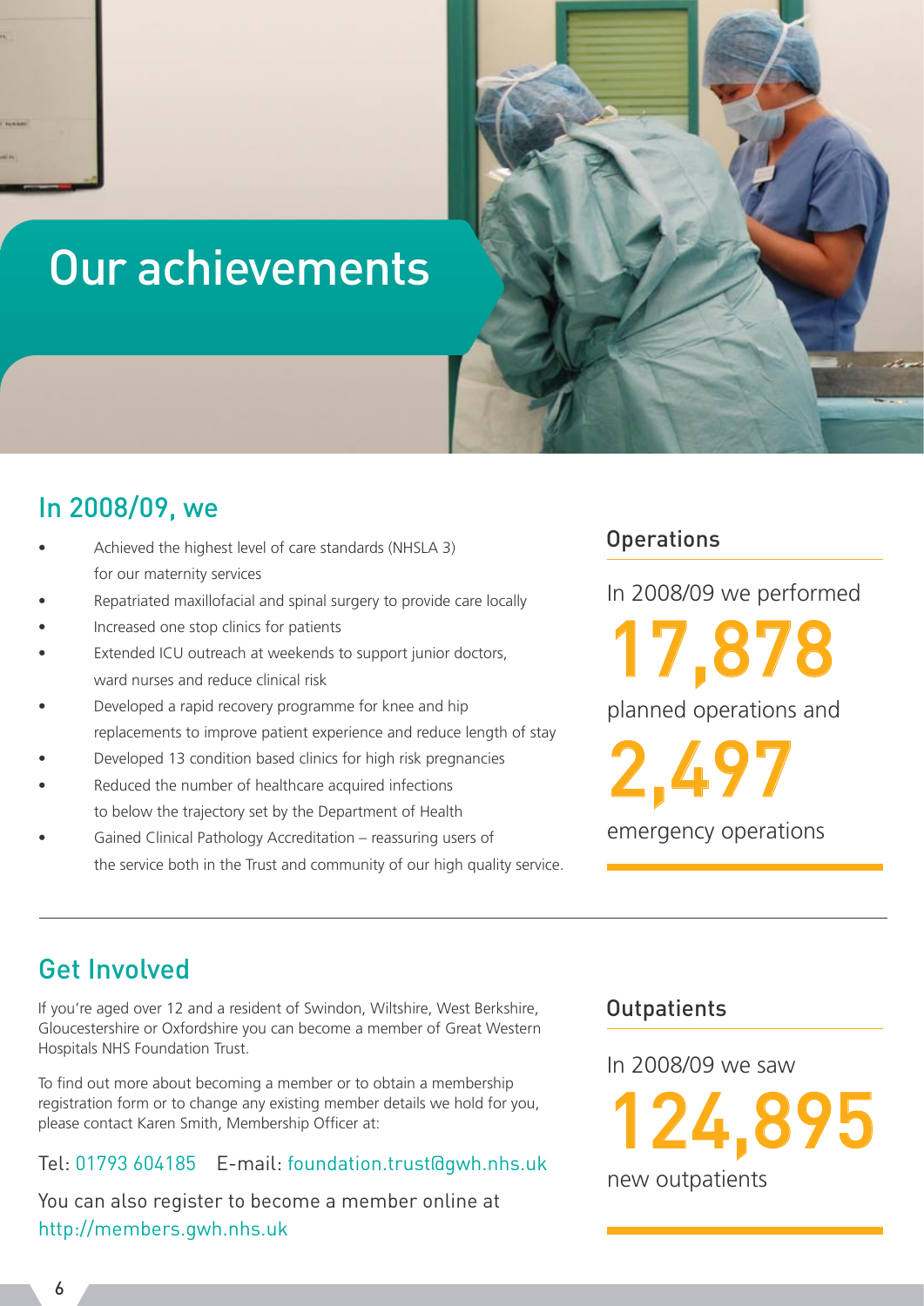# Our achievements

## In 2008/09, we

- Achieved the highest level of care standards (NHSLA 3) for our maternity services
- Repatriated maxillofacial and spinal surgery to provide care locally
- Increased one stop clinics for patients
- Extended ICU outreach at weekends to support junior doctors, ward nurses and reduce clinical risk
- Developed a rapid recovery programme for knee and hip replacements to improve patient experience and reduce length of stay
- Developed 13 condition based clinics for high risk pregnancies
- Reduced the number of healthcare acquired infections to below the trajectory set by the Department of Health
- Gained Clinical Pathology Accreditation – reassuring users of the service both in the Trust and community of our high quality service.

### Operations

In 2008/09 we performed

**17,878**

planned operations and

**2,497**

emergency operations

## Get Involved

If you're aged over 12 and a resident of Swindon, Wiltshire, West Berkshire, Gloucestershire or Oxfordshire you can become a member of Great Western Hospitals NHS Foundation Trust.

To find out more about becoming a member or to obtain a membership registration form or to change any existing member details we hold for you, please contact Karen Smith, Membership Officer at:

Tel: 01793 604185 E-mail: foundation.trust@gwh.nhs.uk

You can also register to become a member online at http://members.gwh.nhs.uk

### Outpatients

In 2008/09 we saw

**124,895**

new outpatients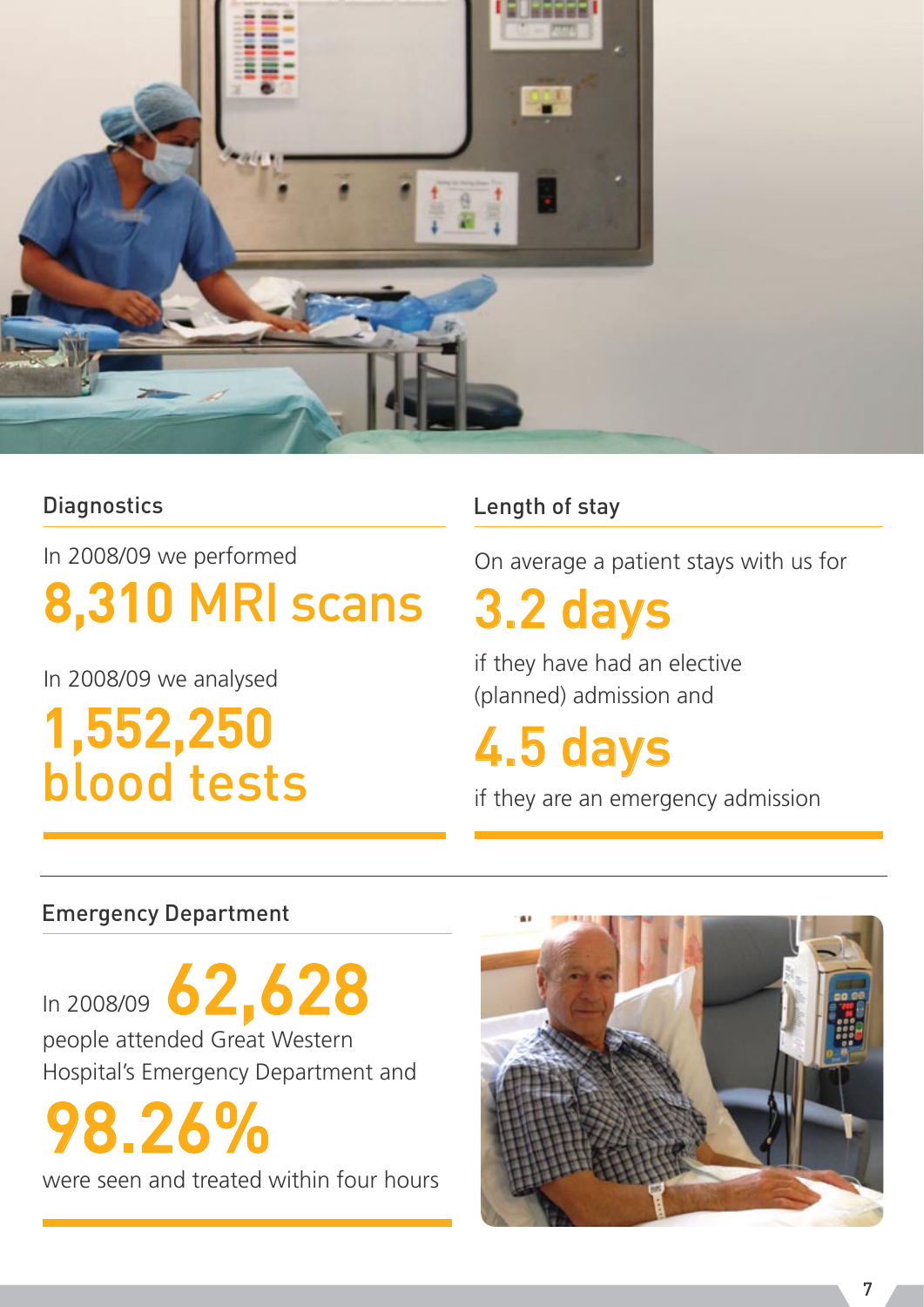## Diagnostics

In 2008/09 we performed

**8,310 MRI scans**

In 2008/09 we analysed

**1,552,250 blood tests**

## Length of stay

On average a patient stays with us for

**3.2 days**

if they have had an elective (planned) admission and

**4.5 days**

if they are an emergency admission

## Emergency Department

In 2008/09 **62,628**

people attended Great Western Hospital's Emergency Department and

**98.26%**

were seen and treated within four hours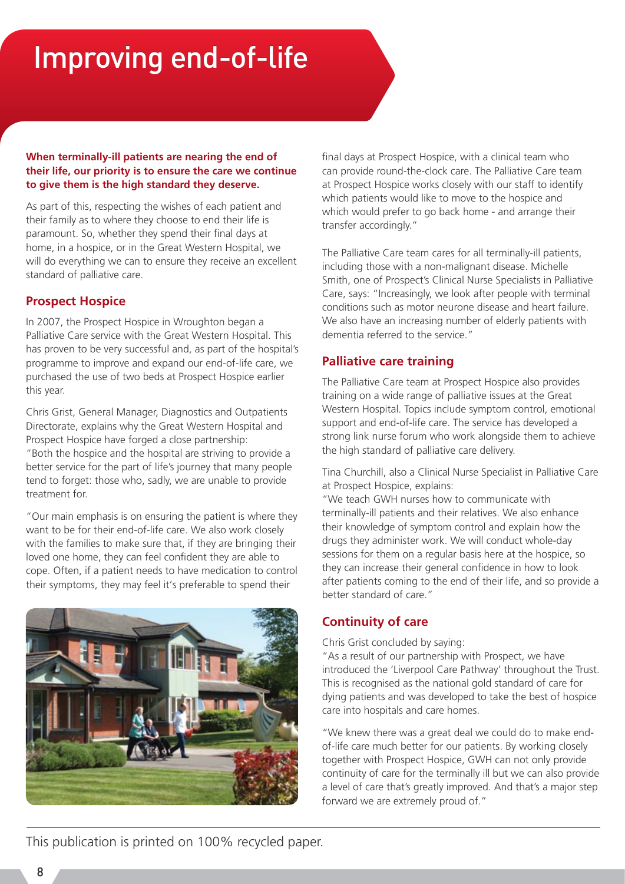# Improving end-of-life

**When terminally-ill patients are nearing the end of their life, our priority is to ensure the care we continue to give them is the high standard they deserve.**

As part of this, respecting the wishes of each patient and their family as to where they choose to end their life is paramount. So, whether they spend their final days at home, in a hospice, or in the Great Western Hospital, we will do everything we can to ensure they receive an excellent standard of palliative care.

## Prospect Hospice

In 2007, the Prospect Hospice in Wroughton began a Palliative Care service with the Great Western Hospital. This has proven to be very successful and, as part of the hospital's programme to improve and expand our end-of-life care, we purchased the use of two beds at Prospect Hospice earlier this year.

Chris Grist, General Manager, Diagnostics and Outpatients Directorate, explains why the Great Western Hospital and Prospect Hospice have forged a close partnership:
"Both the hospice and the hospital are striving to provide a better service for the part of life's journey that many people tend to forget: those who, sadly, we are unable to provide treatment for.

"Our main emphasis is on ensuring the patient is where they want to be for their end-of-life care. We also work closely with the families to make sure that, if they are bringing their loved one home, they can feel confident they are able to cope. Often, if a patient needs to have medication to control their symptoms, they may feel it's preferable to spend their final days at Prospect Hospice, with a clinical team who can provide round-the-clock care. The Palliative Care team at Prospect Hospice works closely with our staff to identify which patients would like to move to the hospice and which would prefer to go back home - and arrange their transfer accordingly."

The Palliative Care team cares for all terminally-ill patients, including those with a non-malignant disease. Michelle Smith, one of Prospect's Clinical Nurse Specialists in Palliative Care, says: "Increasingly, we look after people with terminal conditions such as motor neurone disease and heart failure. We also have an increasing number of elderly patients with dementia referred to the service."

## Palliative care training

The Palliative Care team at Prospect Hospice also provides training on a wide range of palliative issues at the Great Western Hospital. Topics include symptom control, emotional support and end-of-life care. The service has developed a strong link nurse forum who work alongside them to achieve the high standard of palliative care delivery.

Tina Churchill, also a Clinical Nurse Specialist in Palliative Care at Prospect Hospice, explains:
"We teach GWH nurses how to communicate with terminally-ill patients and their relatives. We also enhance their knowledge of symptom control and explain how the drugs they administer work. We will conduct whole-day sessions for them on a regular basis here at the hospice, so they can increase their general confidence in how to look after patients coming to the end of their life, and so provide a better standard of care."

## Continuity of care

Chris Grist concluded by saying:
"As a result of our partnership with Prospect, we have introduced the 'Liverpool Care Pathway' throughout the Trust. This is recognised as the national gold standard of care for dying patients and was developed to take the best of hospice care into hospitals and care homes.

"We knew there was a great deal we could do to make end-of-life care much better for our patients. By working closely together with Prospect Hospice, GWH can not only provide continuity of care for the terminally ill but we can also provide a level of care that's greatly improved. And that's a major step forward we are extremely proud of."

This publication is printed on 100% recycled paper.